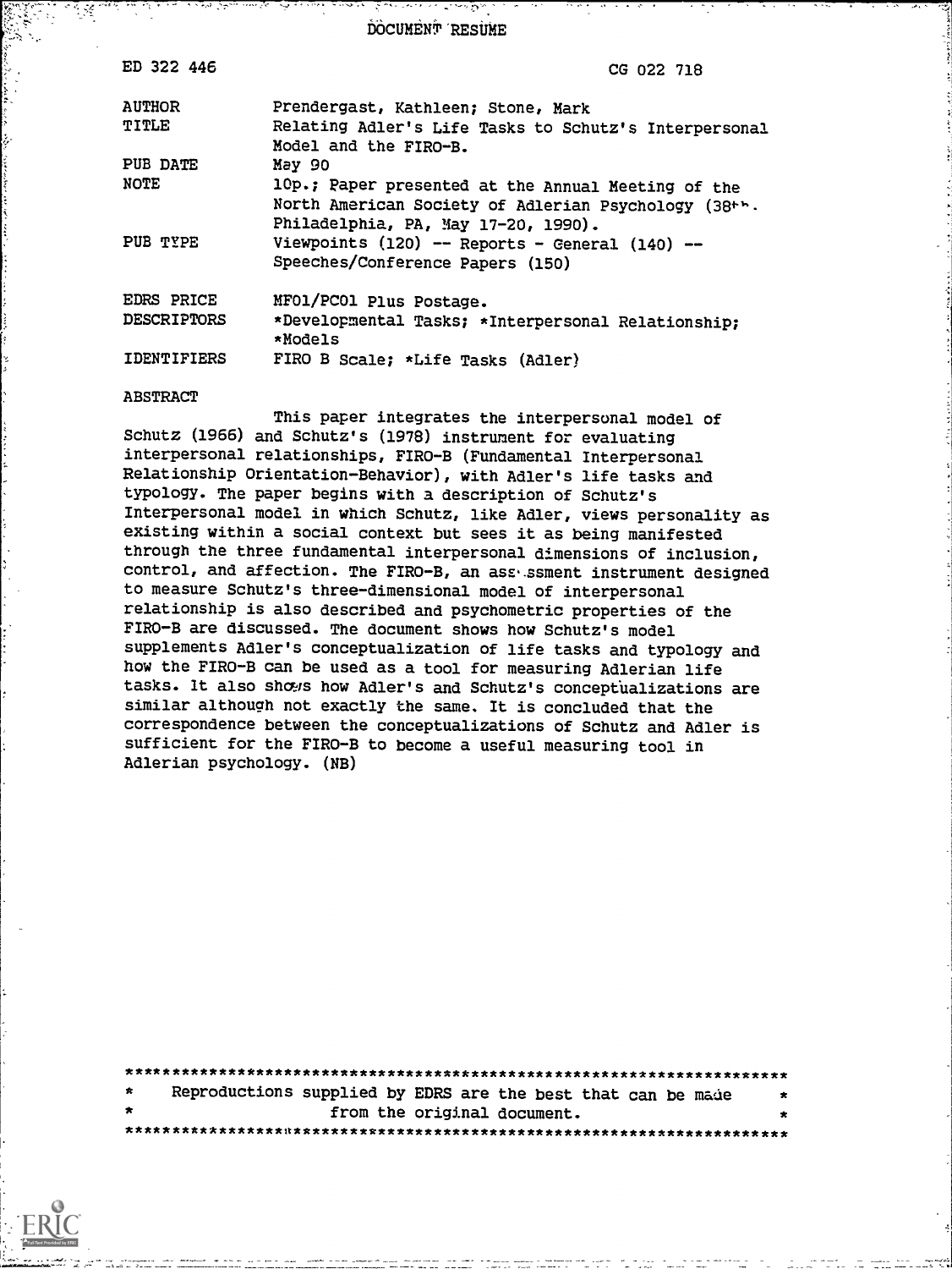# DOCUMENT RESUME

| | |
|---|---|
| ED 322 446 | CG 022 718 |
| AUTHOR | Prendergast, Kathleen; Stone, Mark |
| TITLE | Relating Adler's Life Tasks to Schutz's Interpersonal Model and the FIRO-B. |
| PUB DATE | May 90 |
| NOTE | 10p.; Paper presented at the Annual Meeting of the North American Society of Adlerian Psychology (38th, Philadelphia, PA, May 17-20, 1990). |
| PUB TYPE | Viewpoints (120) -- Reports - General (140) -- Speeches/Conference Papers (150) |
| EDRS PRICE | MF01/PC01 Plus Postage. |
| DESCRIPTORS | *Developmental Tasks; *Interpersonal Relationship; *Models |
| IDENTIFIERS | FIRO B Scale; *Life Tasks (Adler) |

## ABSTRACT

This paper integrates the interpersonal model of Schutz (1966) and Schutz's (1978) instrument for evaluating interpersonal relationships, FIRO-B (Fundamental Interpersonal Relationship Orientation-Behavior), with Adler's life tasks and typology. The paper begins with a description of Schutz's Interpersonal model in which Schutz, like Adler, views personality as existing within a social context but sees it as being manifested through the three fundamental interpersonal dimensions of inclusion, control, and affection. The FIRO-B, an assessment instrument designed to measure Schutz's three-dimensional model of interpersonal relationship is also described and psychometric properties of the FIRO-B are discussed. The document shows how Schutz's model supplements Adler's conceptualization of life tasks and typology and how the FIRO-B can be used as a tool for measuring Adlerian life tasks. It also shows how Adler's and Schutz's conceptualizations are similar although not exactly the same. It is concluded that the correspondence between the conceptualizations of Schutz and Adler is sufficient for the FIRO-B to become a useful measuring tool in Adlerian psychology. (NB)

***********************************************************************
* Reproductions supplied by EDRS are the best that can be made *
* from the original document. *
***********************************************************************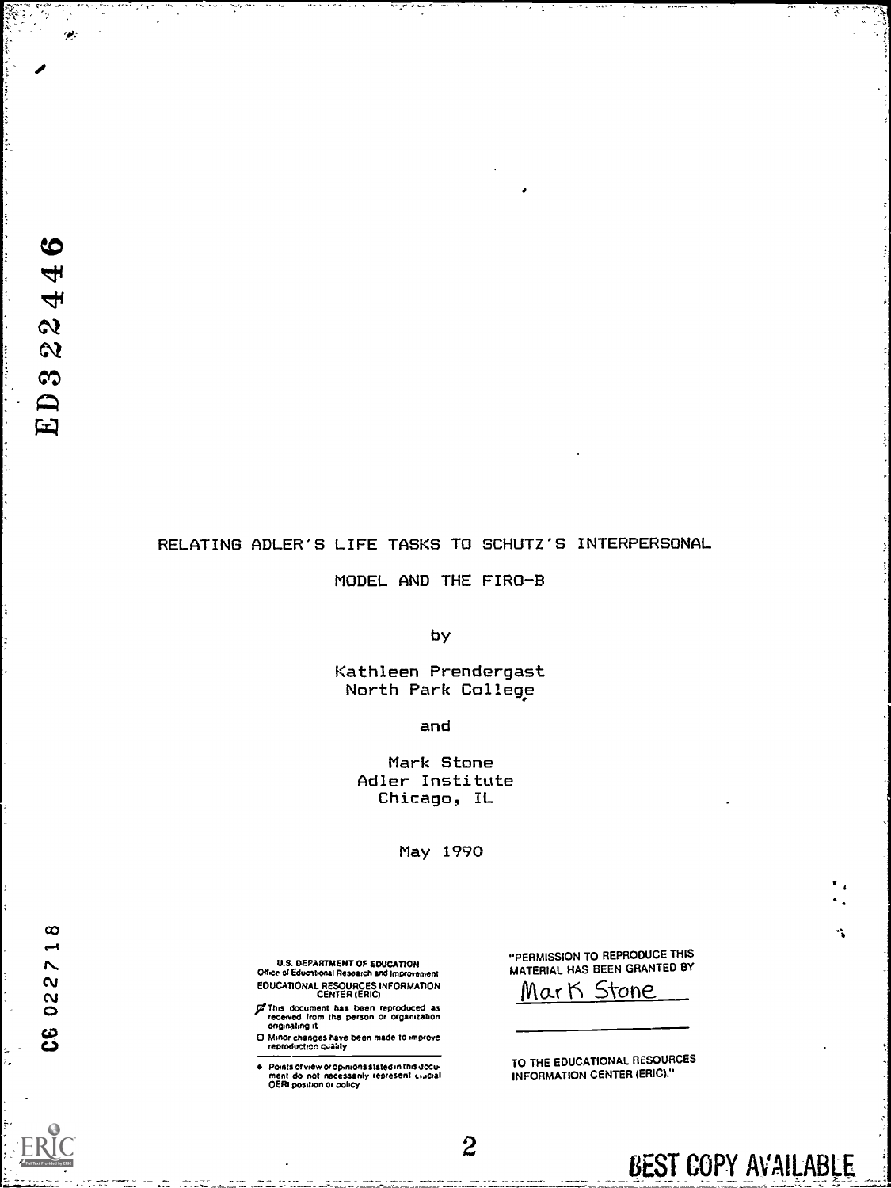ED322446

RELATING ADLER'S LIFE TASKS TO SCHUTZ'S INTERPERSONAL MODEL AND THE FIRO-B

by

Kathleen Prendergast
North Park College

and

Mark Stone
Adler Institute
Chicago, IL

May 1990

CG 022718

U.S. DEPARTMENT OF EDUCATION
Office of Educational Research and Improvement
EDUCATIONAL RESOURCES INFORMATION CENTER (ERIC)

- This document has been reproduced as received from the person or organization originating it.
- Minor changes have been made to improve reproduction quality.
- Points of view or opinions stated in this document do not necessarily represent official OERI position or policy

"PERMISSION TO REPRODUCE THIS MATERIAL HAS BEEN GRANTED BY

Mark Stone

TO THE EDUCATIONAL RESOURCES INFORMATION CENTER (ERIC)."

BEST COPY AVAILABLE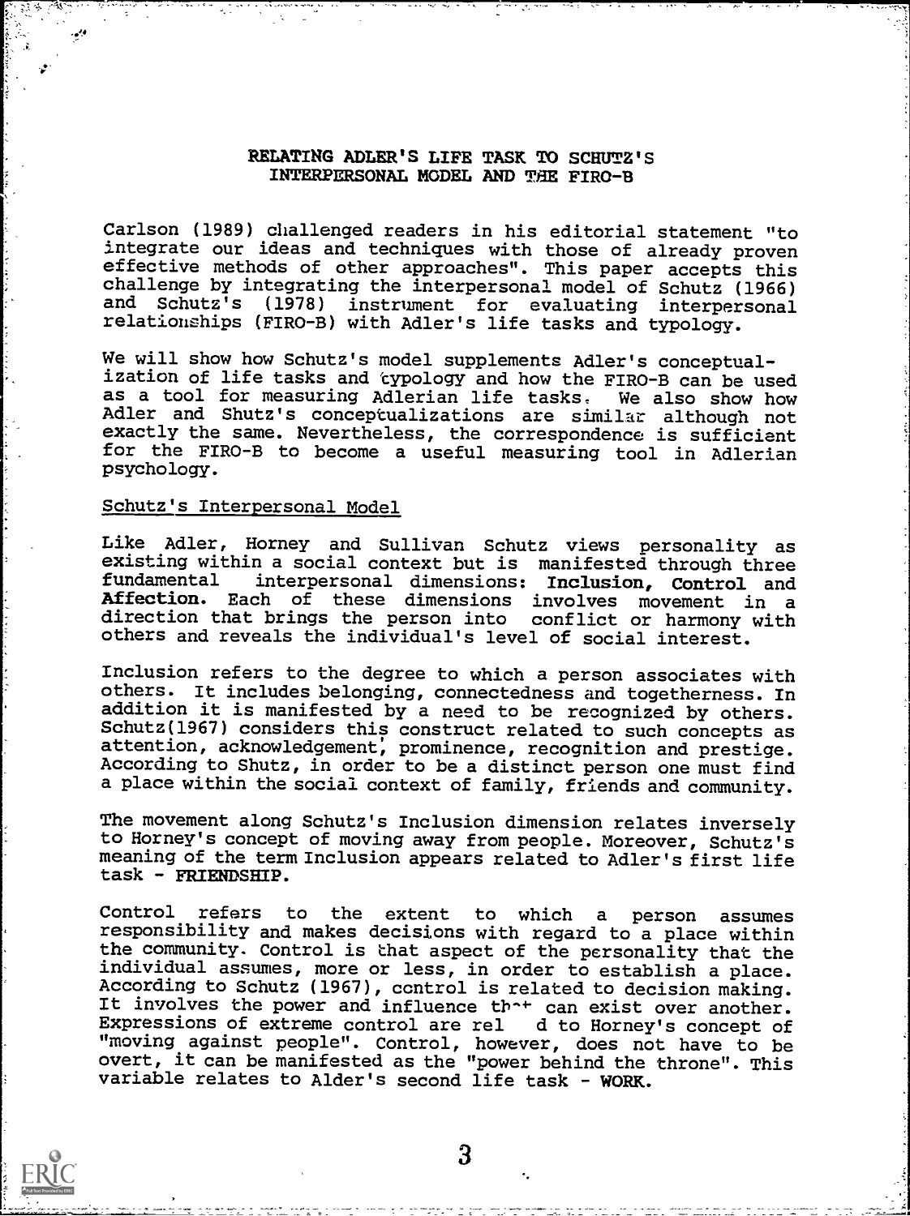## RELATING ADLER'S LIFE TASK TO SCHUTZ'S INTERPERSONAL MODEL AND THE FIRO-B

Carlson (1989) challenged readers in his editorial statement "to integrate our ideas and techniques with those of already proven effective methods of other approaches". This paper accepts this challenge by integrating the interpersonal model of Schutz (1966) and Schutz's (1978) instrument for evaluating interpersonal relationships (FIRO-B) with Adler's life tasks and typology.

We will show how Schutz's model supplements Adler's conceptualization of life tasks and typology and how the FIRO-B can be used as a tool for measuring Adlerian life tasks. We also show how Adler and Shutz's conceptualizations are similar although not exactly the same. Nevertheless, the correspondence is sufficient for the FIRO-B to become a useful measuring tool in Adlerian psychology.

### Schutz's Interpersonal Model

Like Adler, Horney and Sullivan Schutz views personality as existing within a social context but is manifested through three fundamental interpersonal dimensions: **Inclusion, Control** and **Affection.** Each of these dimensions involves movement in a direction that brings the person into conflict or harmony with others and reveals the individual's level of social interest.

Inclusion refers to the degree to which a person associates with others. It includes belonging, connectedness and togetherness. In addition it is manifested by a need to be recognized by others. Schutz(1967) considers this construct related to such concepts as attention, acknowledgement, prominence, recognition and prestige. According to Shutz, in order to be a distinct person one must find a place within the social context of family, friends and community.

The movement along Schutz's Inclusion dimension relates inversely to Horney's concept of moving away from people. Moreover, Schutz's meaning of the term Inclusion appears related to Adler's first life task - **FRIENDSHIP.**

Control refers to the extent to which a person assumes responsibility and makes decisions with regard to a place within the community. Control is that aspect of the personality that the individual assumes, more or less, in order to establish a place. According to Schutz (1967), control is related to decision making. It involves the power and influence th~+ can exist over another. Expressions of extreme control are rel d to Horney's concept of "moving against people". Control, however, does not have to be overt, it can be manifested as the "power behind the throne". This variable relates to Alder's second life task - **WORK.**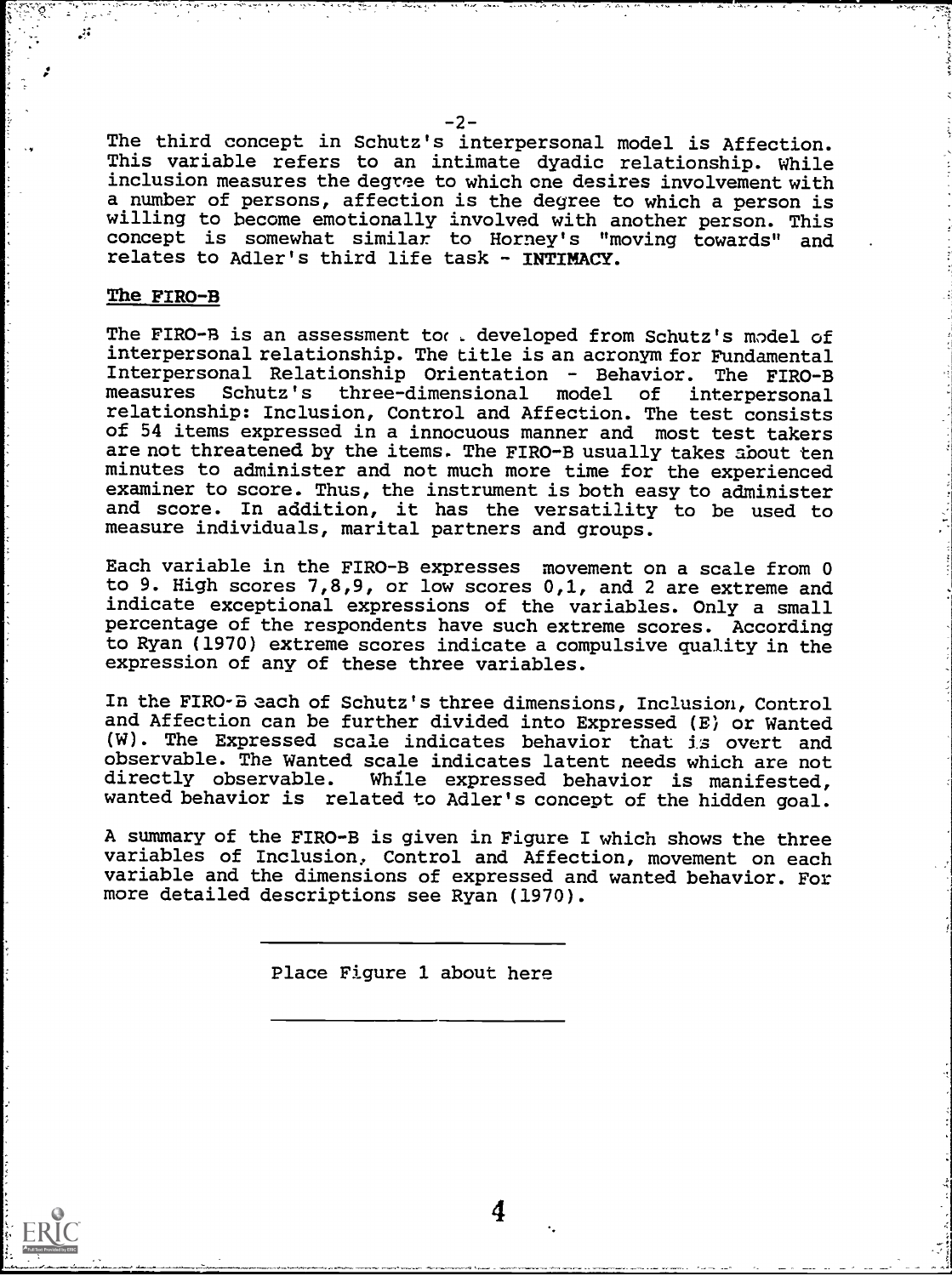The third concept in Schutz's interpersonal model is Affection. This variable refers to an intimate dyadic relationship. While inclusion measures the degree to which one desires involvement with a number of persons, affection is the degree to which a person is willing to become emotionally involved with another person. This concept is somewhat similar to Horney's "moving towards" and relates to Adler's third life task - **INTIMACY**.

## The FIRO-B

The FIRO-B is an assessment too. developed from Schutz's model of interpersonal relationship. The title is an acronym for Fundamental Interpersonal Relationship Orientation - Behavior. The FIRO-B measures Schutz's three-dimensional model of interpersonal relationship: Inclusion, Control and Affection. The test consists of 54 items expressed in a innocuous manner and most test takers are not threatened by the items. The FIRO-B usually takes about ten minutes to administer and not much more time for the experienced examiner to score. Thus, the instrument is both easy to administer and score. In addition, it has the versatility to be used to measure individuals, marital partners and groups.

Each variable in the FIRO-B expresses movement on a scale from 0 to 9. High scores 7,8,9, or low scores 0,1, and 2 are extreme and indicate exceptional expressions of the variables. Only a small percentage of the respondents have such extreme scores. According to Ryan (1970) extreme scores indicate a compulsive quality in the expression of any of these three variables.

In the FIRO-B each of Schutz's three dimensions, Inclusion, Control and Affection can be further divided into Expressed (E) or Wanted (W). The Expressed scale indicates behavior that is overt and observable. The Wanted scale indicates latent needs which are not directly observable. While expressed behavior is manifested, wanted behavior is related to Adler's concept of the hidden goal.

A summary of the FIRO-B is given in Figure I which shows the three variables of Inclusion, Control and Affection, movement on each variable and the dimensions of expressed and wanted behavior. For more detailed descriptions see Ryan (1970).

---

Place Figure 1 about here

---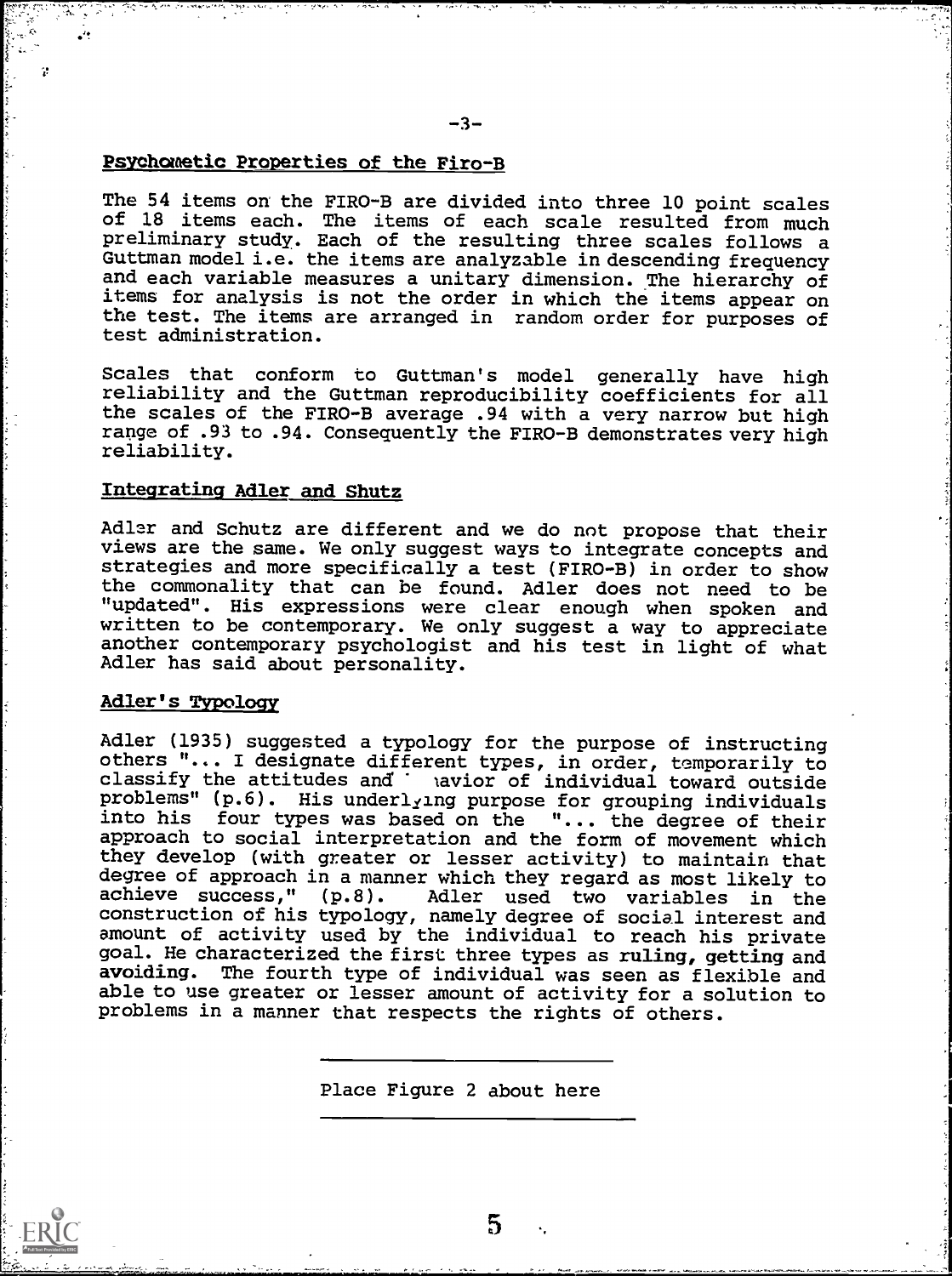## Psychometic Properties of the Firo-B

The 54 items on the FIRO-B are divided into three 10 point scales of 18 items each. The items of each scale resulted from much preliminary study. Each of the resulting three scales follows a Guttman model i.e. the items are analyzable in descending frequency and each variable measures a unitary dimension. The hierarchy of items for analysis is not the order in which the items appear on the test. The items are arranged in random order for purposes of test administration.

Scales that conform to Guttman's model generally have high reliability and the Guttman reproducibility coefficients for all the scales of the FIRO-B average .94 with a very narrow but high range of .93 to .94. Consequently the FIRO-B demonstrates very high reliability.

## Integrating Adler and Shutz

Adler and Schutz are different and we do not propose that their views are the same. We only suggest ways to integrate concepts and strategies and more specifically a test (FIRO-B) in order to show the commonality that can be found. Adler does not need to be "updated". His expressions were clear enough when spoken and written to be contemporary. We only suggest a way to appreciate another contemporary psychologist and his test in light of what Adler has said about personality.

## Adler's Typology

Adler (1935) suggested a typology for the purpose of instructing others "... I designate different types, in order, temporarily to classify the attitudes and behavior of individual toward outside problems" (p.6). His underlying purpose for grouping individuals into his four types was based on the "... the degree of their approach to social interpretation and the form of movement which they develop (with greater or lesser activity) to maintain that degree of approach in a manner which they regard as most likely to achieve success," (p.8). Adler used two variables in the construction of his typology, namely degree of social interest and amount of activity used by the individual to reach his private goal. He characterized the first three types as **ruling, getting** and **avoiding.** The fourth type of individual was seen as flexible and able to use greater or lesser amount of activity for a solution to problems in a manner that respects the rights of others.

Place Figure 2 about here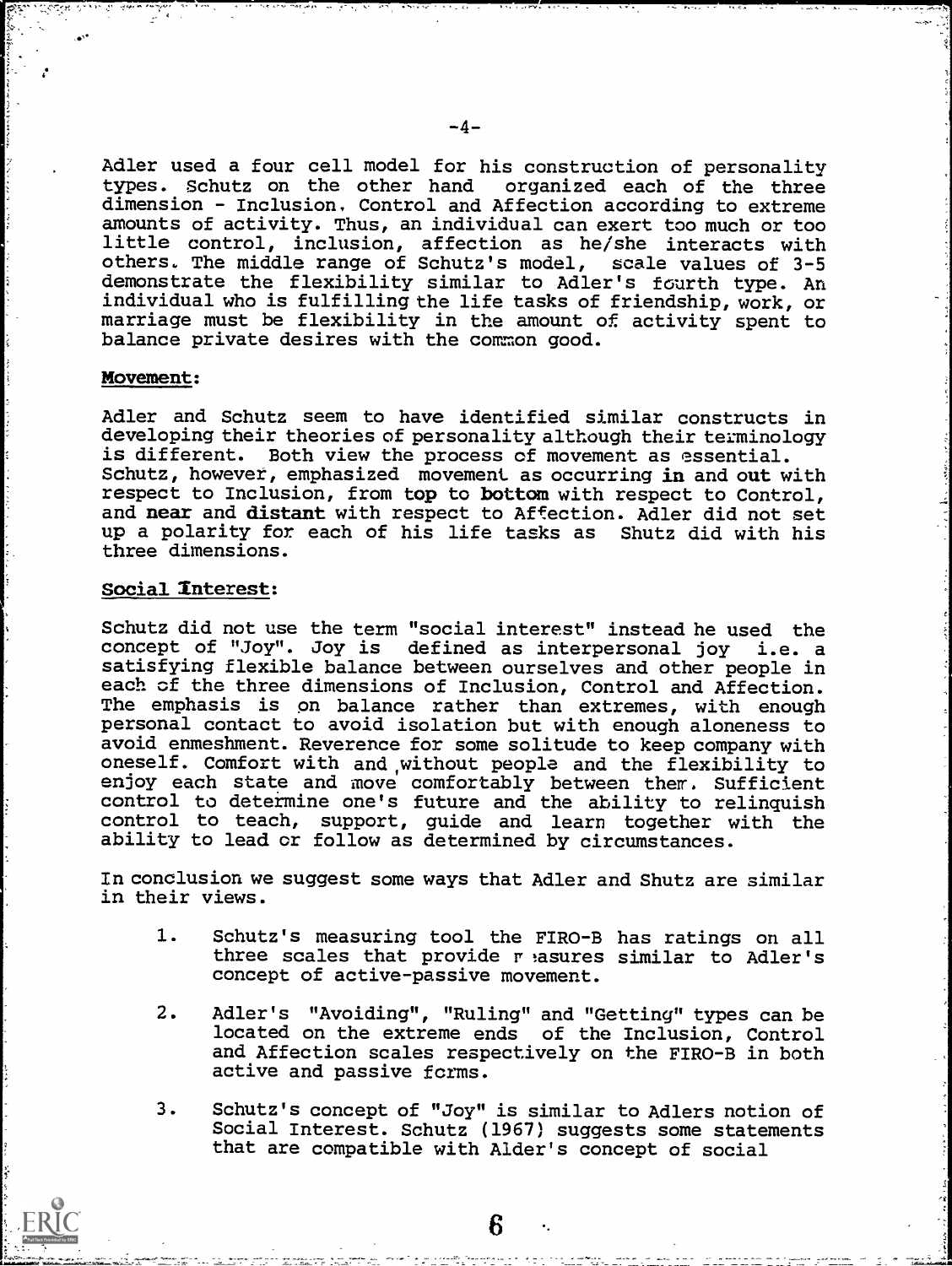Adler used a four cell model for his construction of personality types. Schutz on the other hand organized each of the three dimension - Inclusion, Control and Affection according to extreme amounts of activity. Thus, an individual can exert too much or too little control, inclusion, affection as he/she interacts with others. The middle range of Schutz's model, scale values of 3-5 demonstrate the flexibility similar to Adler's fourth type. An individual who is fulfilling the life tasks of friendship, work, or marriage must be flexibility in the amount of activity spent to balance private desires with the common good.

**Movement:**

Adler and Schutz seem to have identified similar constructs in developing their theories of personality although their terminology is different. Both view the process of movement as essential. Schutz, however, emphasized movement as occurring **in** and **out** with respect to Inclusion, from **top** to **bottom** with respect to Control, and **near** and **distant** with respect to Affection. Adler did not set up a polarity for each of his life tasks as Shutz did with his three dimensions.

**Social Interest:**

Schutz did not use the term "social interest" instead he used the concept of "Joy". Joy is defined as interpersonal joy i.e. a satisfying flexible balance between ourselves and other people in each of the three dimensions of Inclusion, Control and Affection. The emphasis is on balance rather than extremes, with enough personal contact to avoid isolation but with enough aloneness to avoid enmeshment. Reverence for some solitude to keep company with oneself. Comfort with and without people and the flexibility to enjoy each state and move comfortably between them. Sufficient control to determine one's future and the ability to relinquish control to teach, support, guide and learn together with the ability to lead or follow as determined by circumstances.

In conclusion we suggest some ways that Adler and Shutz are similar in their views.

1. Schutz's measuring tool the FIRO-B has ratings on all three scales that provide measures similar to Adler's concept of active-passive movement.

2. Adler's "Avoiding", "Ruling" and "Getting" types can be located on the extreme ends of the Inclusion, Control and Affection scales respectively on the FIRO-B in both active and passive forms.

3. Schutz's concept of "Joy" is similar to Adlers notion of Social Interest. Schutz (1967) suggests some statements that are compatible with Alder's concept of social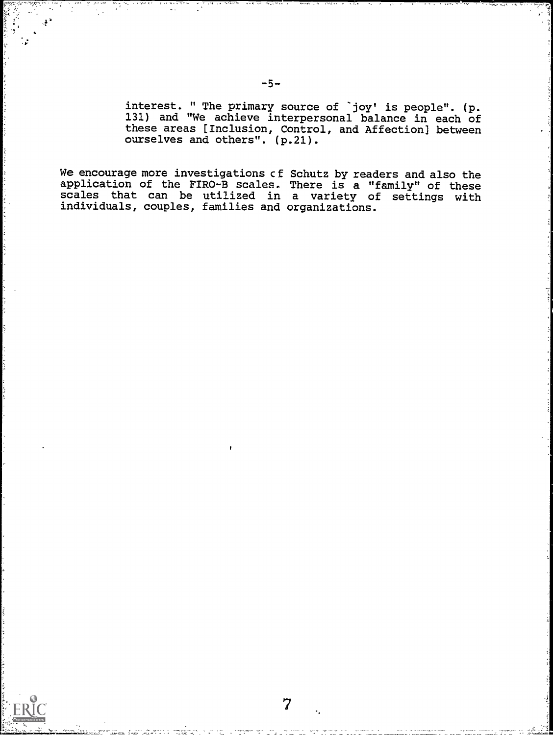> interest. " The primary source of 'joy' is people". (p. 131) and "We achieve interpersonal balance in each of these areas [Inclusion, Control, and Affection] between ourselves and others". (p.21).

We encourage more investigations of Schutz by readers and also the application of the FIRO-B scales. There is a "family" of these scales that can be utilized in a variety of settings with individuals, couples, families and organizations.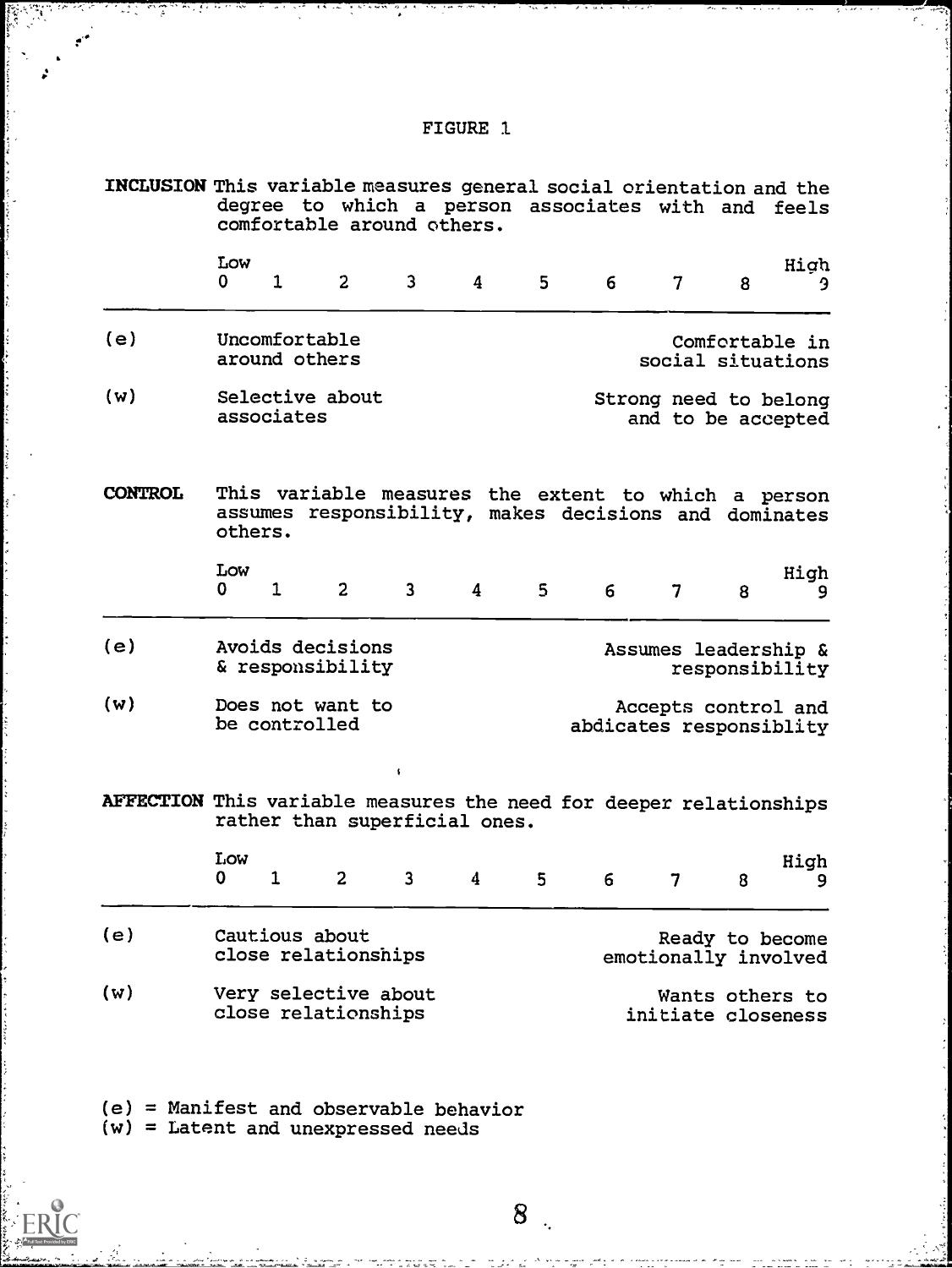FIGURE 1

**INCLUSION** This variable measures general social orientation and the degree to which a person associates with and feels comfortable around others.

| | Low 0 | 1 | 2 | 3 | 4 | 5 | 6 | 7 | 8 | High 9 |
|---|---|---|---|---|---|---|---|---|---|---|
| (e) | Uncomfortable around others | | | | | | | | | Comfortable in social situations |
| (w) | Selective about associates | | | | | | | | | Strong need to belong and to be accepted |

**CONTROL** This variable measures the extent to which a person assumes responsibility, makes decisions and dominates others.

| | Low 0 | 1 | 2 | 3 | 4 | 5 | 6 | 7 | 8 | High 9 |
|---|---|---|---|---|---|---|---|---|---|---|
| (e) | Avoids decisions & responsibility | | | | | | | | | Assumes leadership & responsibility |
| (w) | Does not want to be controlled | | | | | | | | | Accepts control and abdicates responsiblity |

**AFFECTION** This variable measures the need for deeper relationships rather than superficial ones.

| | Low 0 | 1 | 2 | 3 | 4 | 5 | 6 | 7 | 8 | High 9 |
|---|---|---|---|---|---|---|---|---|---|---|
| (e) | Cautious about close relationships | | | | | | | | | Ready to become emotionally involved |
| (w) | Very selective about close relationships | | | | | | | | | Wants others to initiate closeness |

(e) = Manifest and observable behavior
(w) = Latent and unexpressed needs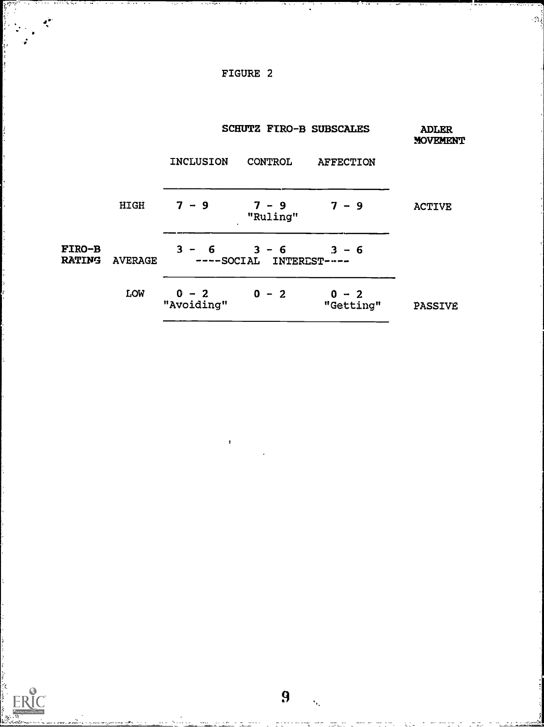FIGURE 2

| | | SCHUTZ FIRO-B SUBSCALES | | | ADLER MOVEMENT |
|---|---|---|---|---|---|
| | | INCLUSION | CONTROL | AFFECTION | |
| | HIGH | 7 - 9 | 7 - 9 "Ruling" | 7 - 9 | ACTIVE |
| FIRO-B RATING | AVERAGE | 3 - 6 | 3 - 6 ----SOCIAL INTEREST---- | 3 - 6 | |
| | LOW | 0 - 2 "Avoiding" | 0 - 2 | 0 - 2 "Getting" | PASSIVE |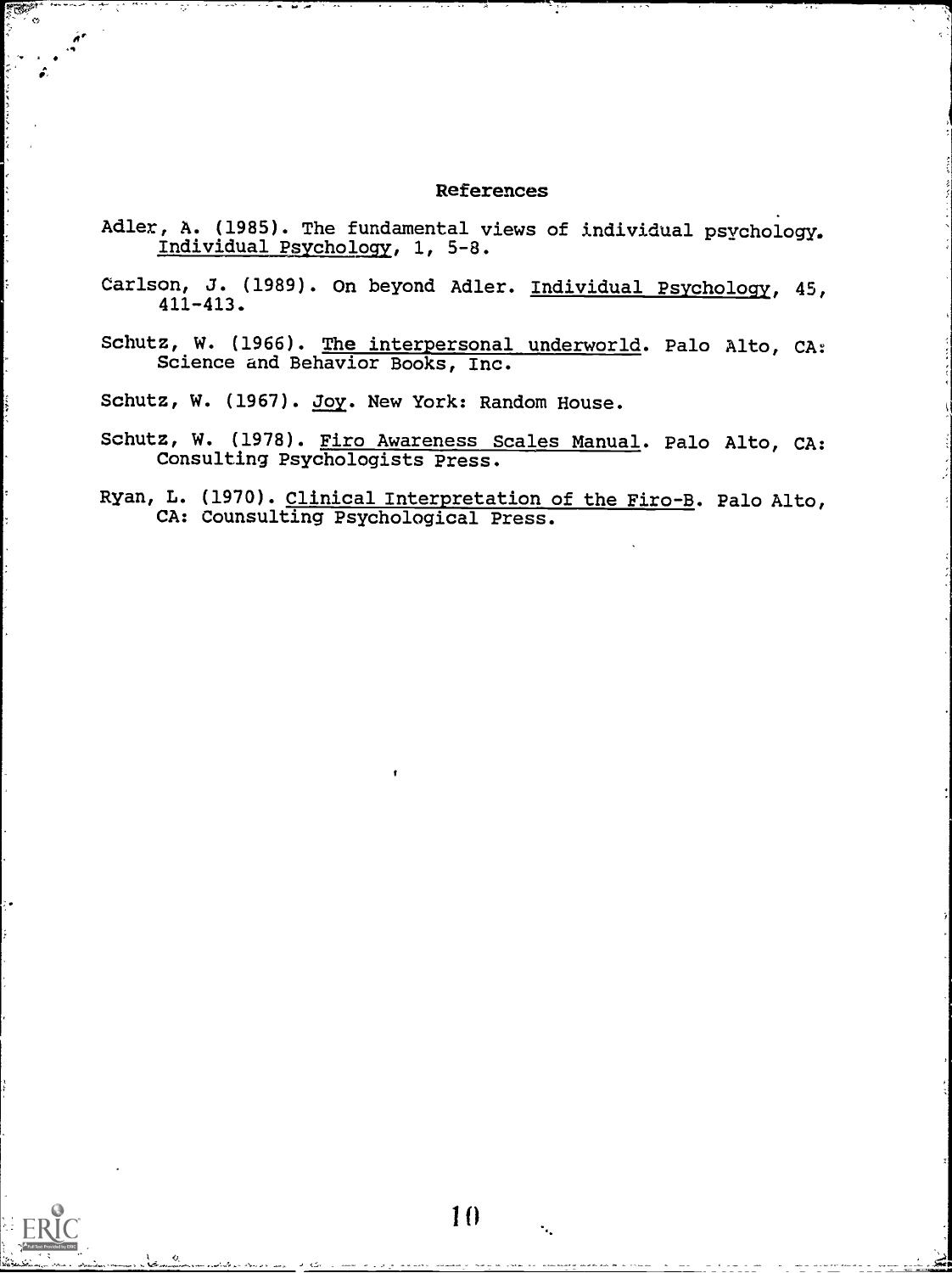## References

Adler, A. (1985). The fundamental views of individual psychology. Individual Psychology, 1, 5-8.

Carlson, J. (1989). On beyond Adler. Individual Psychology, 45, 411-413.

Schutz, W. (1966). The interpersonal underworld. Palo Alto, CA: Science and Behavior Books, Inc.

Schutz, W. (1967). Joy. New York: Random House.

Schutz, W. (1978). Firo Awareness Scales Manual. Palo Alto, CA: Consulting Psychologists Press.

Ryan, L. (1970). Clinical Interpretation of the Firo-B. Palo Alto, CA: Counsulting Psychological Press.